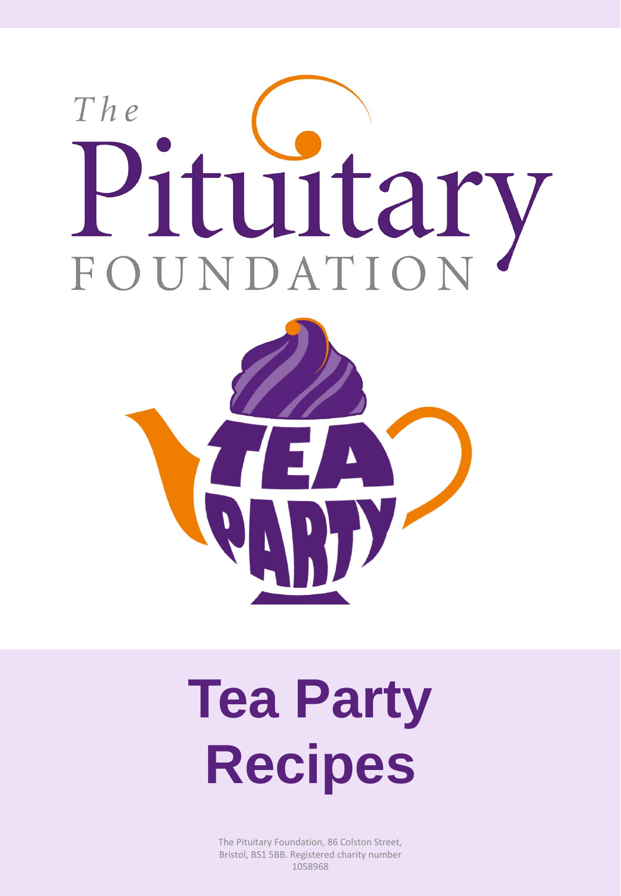The Pituitary FOUNDATION

TEA PARTY

# Tea Party Recipes

The Pituitary Foundation, 86 Colston Street, Bristol, BS1 5BB. Registered charity number 1058968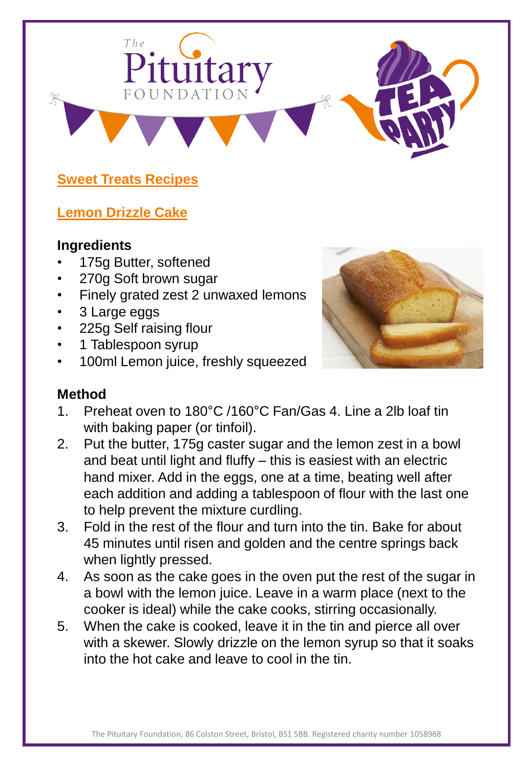## Sweet Treats Recipes

## Lemon Drizzle Cake

### Ingredients

- 175g Butter, softened
- 270g Soft brown sugar
- Finely grated zest 2 unwaxed lemons
- 3 Large eggs
- 225g Self raising flour
- 1 Tablespoon syrup
- 100ml Lemon juice, freshly squeezed

### Method

1. Preheat oven to 180°C /160°C Fan/Gas 4. Line a 2lb loaf tin with baking paper (or tinfoil).
2. Put the butter, 175g caster sugar and the lemon zest in a bowl and beat until light and fluffy – this is easiest with an electric hand mixer. Add in the eggs, one at a time, beating well after each addition and adding a tablespoon of flour with the last one to help prevent the mixture curdling.
3. Fold in the rest of the flour and turn into the tin. Bake for about 45 minutes until risen and golden and the centre springs back when lightly pressed.
4. As soon as the cake goes in the oven put the rest of the sugar in a bowl with the lemon juice. Leave in a warm place (next to the cooker is ideal) while the cake cooks, stirring occasionally.
5. When the cake is cooked, leave it in the tin and pierce all over with a skewer. Slowly drizzle on the lemon syrup so that it soaks into the hot cake and leave to cool in the tin.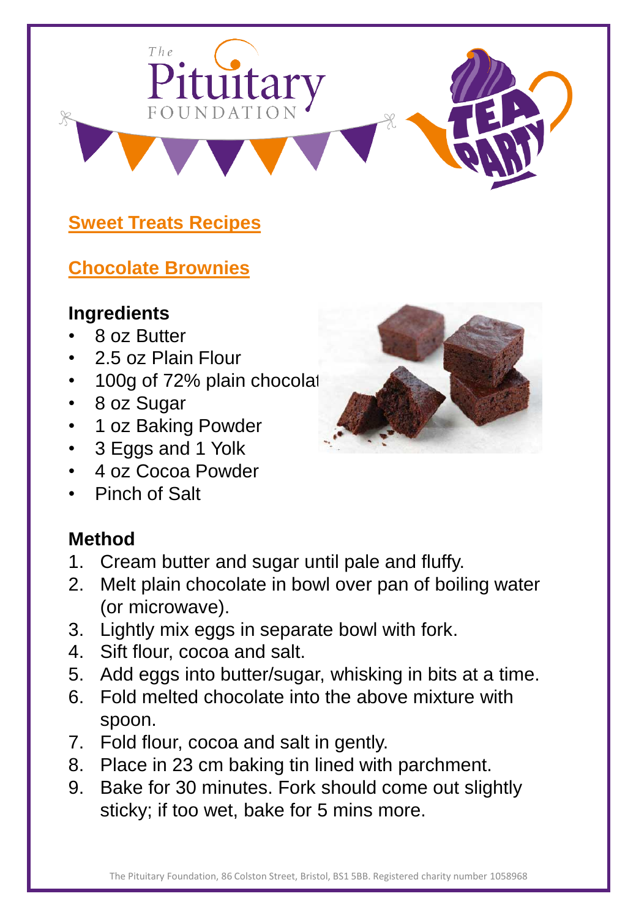## Sweet Treats Recipes

## Chocolate Brownies

### Ingredients

- 8 oz Butter
- 2.5 oz Plain Flour
- 100g of 72% plain chocolat
- 8 oz Sugar
- 1 oz Baking Powder
- 3 Eggs and 1 Yolk
- 4 oz Cocoa Powder
- Pinch of Salt

### Method

1. Cream butter and sugar until pale and fluffy.
2. Melt plain chocolate in bowl over pan of boiling water (or microwave).
3. Lightly mix eggs in separate bowl with fork.
4. Sift flour, cocoa and salt.
5. Add eggs into butter/sugar, whisking in bits at a time.
6. Fold melted chocolate into the above mixture with spoon.
7. Fold flour, cocoa and salt in gently.
8. Place in 23 cm baking tin lined with parchment.
9. Bake for 30 minutes. Fork should come out slightly sticky; if too wet, bake for 5 mins more.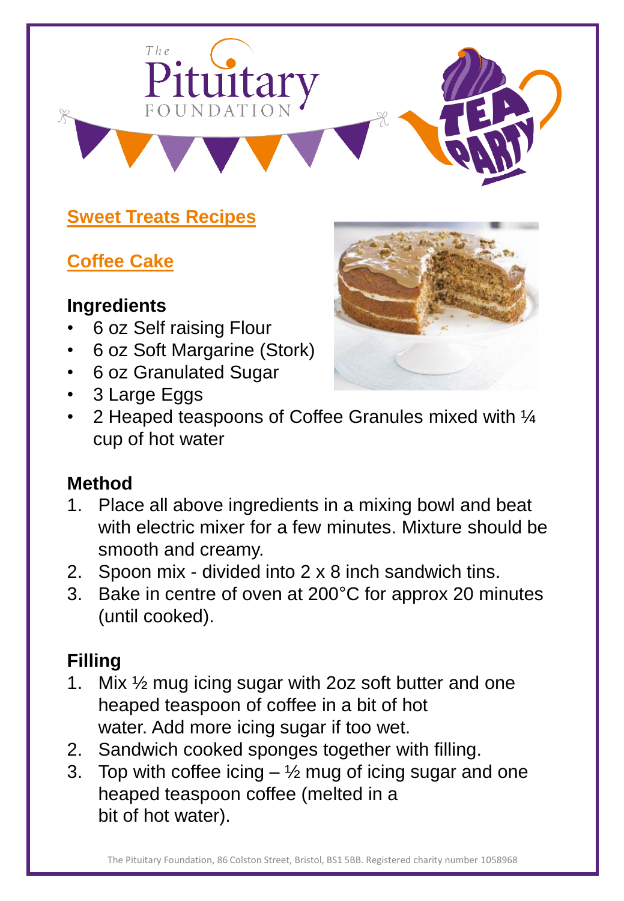## Sweet Treats Recipes

### Coffee Cake

#### Ingredients

- 6 oz Self raising Flour
- 6 oz Soft Margarine (Stork)
- 6 oz Granulated Sugar
- 3 Large Eggs
- 2 Heaped teaspoons of Coffee Granules mixed with ¼ cup of hot water

#### Method

1. Place all above ingredients in a mixing bowl and beat with electric mixer for a few minutes. Mixture should be smooth and creamy.
2. Spoon mix - divided into 2 x 8 inch sandwich tins.
3. Bake in centre of oven at 200°C for approx 20 minutes (until cooked).

#### Filling

1. Mix ½ mug icing sugar with 2oz soft butter and one heaped teaspoon of coffee in a bit of hot water. Add more icing sugar if too wet.
2. Sandwich cooked sponges together with filling.
3. Top with coffee icing – ½ mug of icing sugar and one heaped teaspoon coffee (melted in a bit of hot water).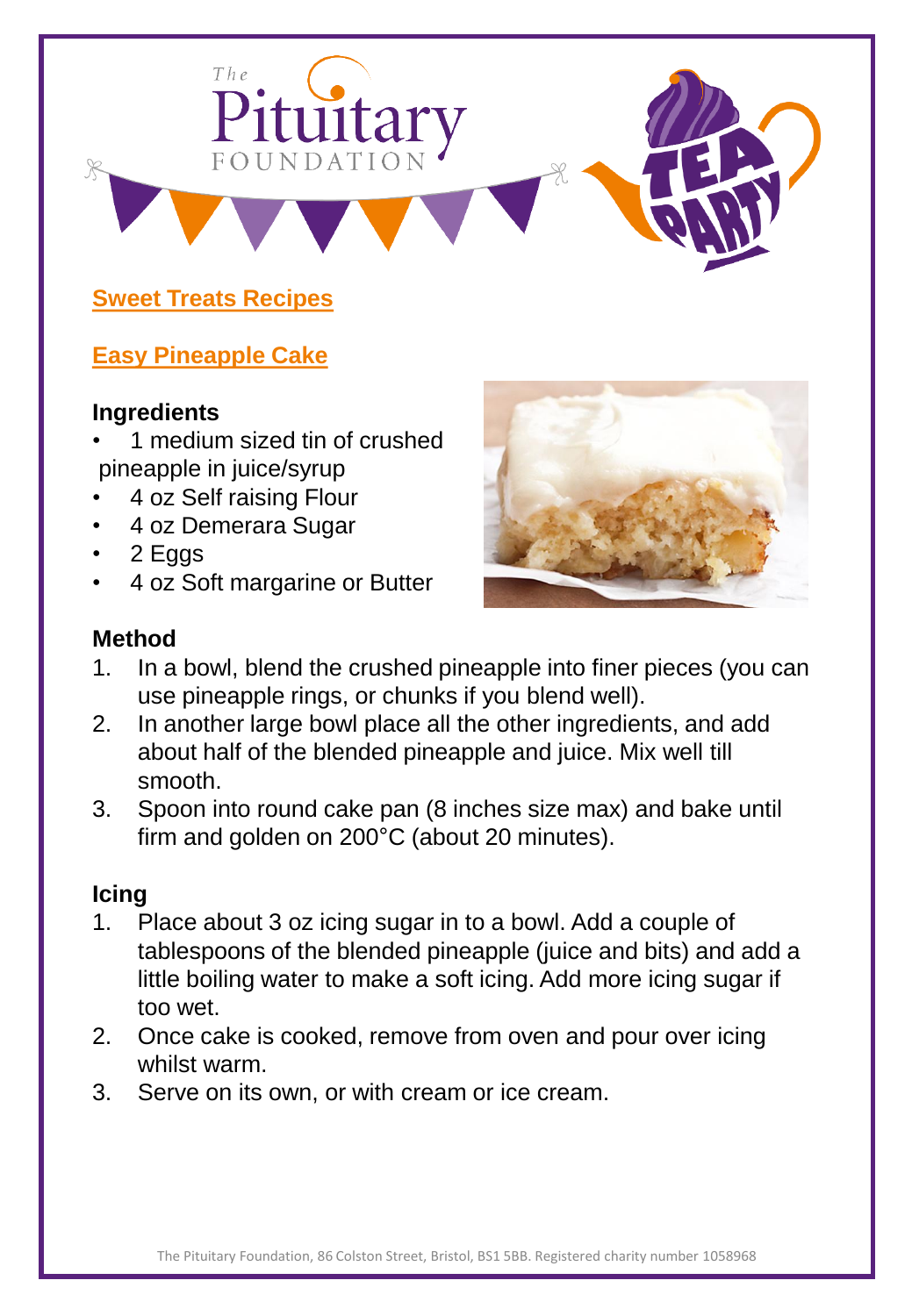## Sweet Treats Recipes

### Easy Pineapple Cake

#### Ingredients

- 1 medium sized tin of crushed pineapple in juice/syrup
- 4 oz Self raising Flour
- 4 oz Demerara Sugar
- 2 Eggs
- 4 oz Soft margarine or Butter

#### Method

1. In a bowl, blend the crushed pineapple into finer pieces (you can use pineapple rings, or chunks if you blend well).
2. In another large bowl place all the other ingredients, and add about half of the blended pineapple and juice. Mix well till smooth.
3. Spoon into round cake pan (8 inches size max) and bake until firm and golden on 200°C (about 20 minutes).

#### Icing

1. Place about 3 oz icing sugar in to a bowl. Add a couple of tablespoons of the blended pineapple (juice and bits) and add a little boiling water to make a soft icing. Add more icing sugar if too wet.
2. Once cake is cooked, remove from oven and pour over icing whilst warm.
3. Serve on its own, or with cream or ice cream.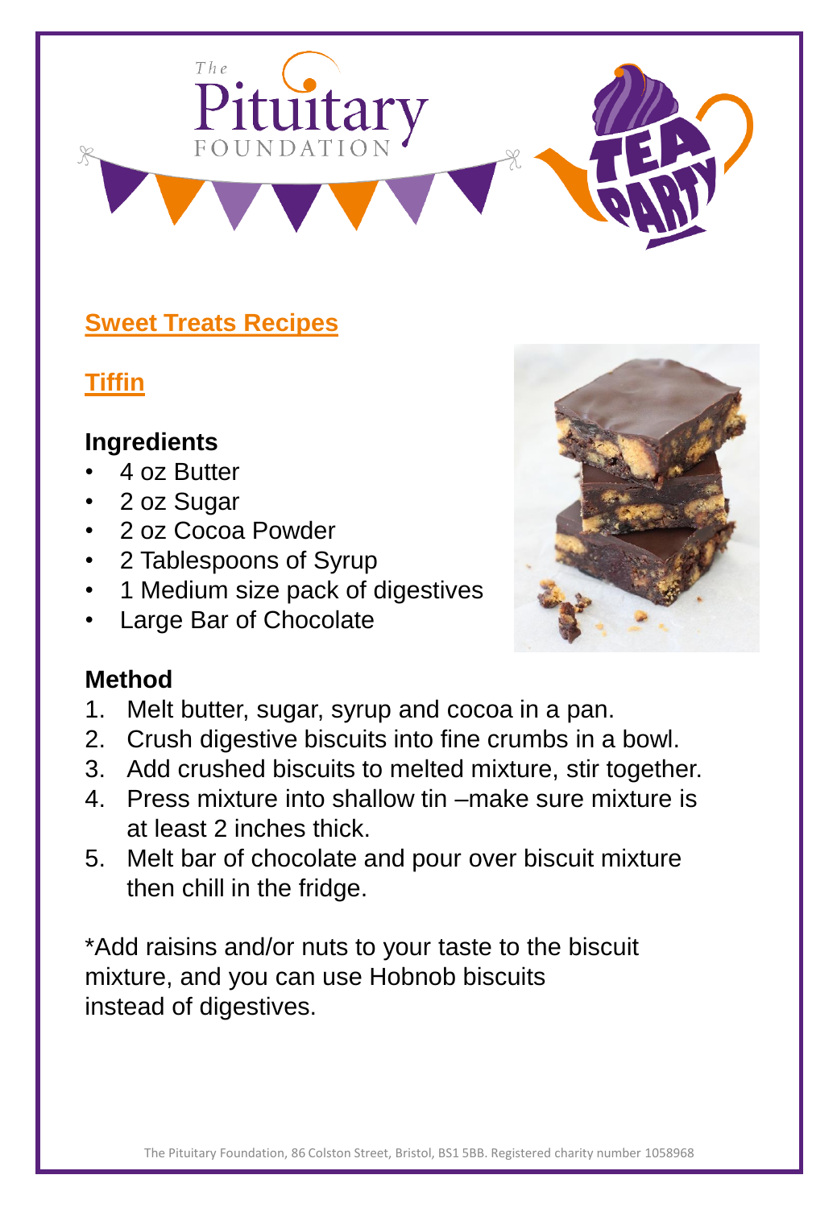## Sweet Treats Recipes

### Tiffin

**Ingredients**

- 4 oz Butter
- 2 oz Sugar
- 2 oz Cocoa Powder
- 2 Tablespoons of Syrup
- 1 Medium size pack of digestives
- Large Bar of Chocolate

**Method**

1. Melt butter, sugar, syrup and cocoa in a pan.
2. Crush digestive biscuits into fine crumbs in a bowl.
3. Add crushed biscuits to melted mixture, stir together.
4. Press mixture into shallow tin –make sure mixture is at least 2 inches thick.
5. Melt bar of chocolate and pour over biscuit mixture then chill in the fridge.

*Add raisins and/or nuts to your taste to the biscuit mixture, and you can use Hobnob biscuits instead of digestives.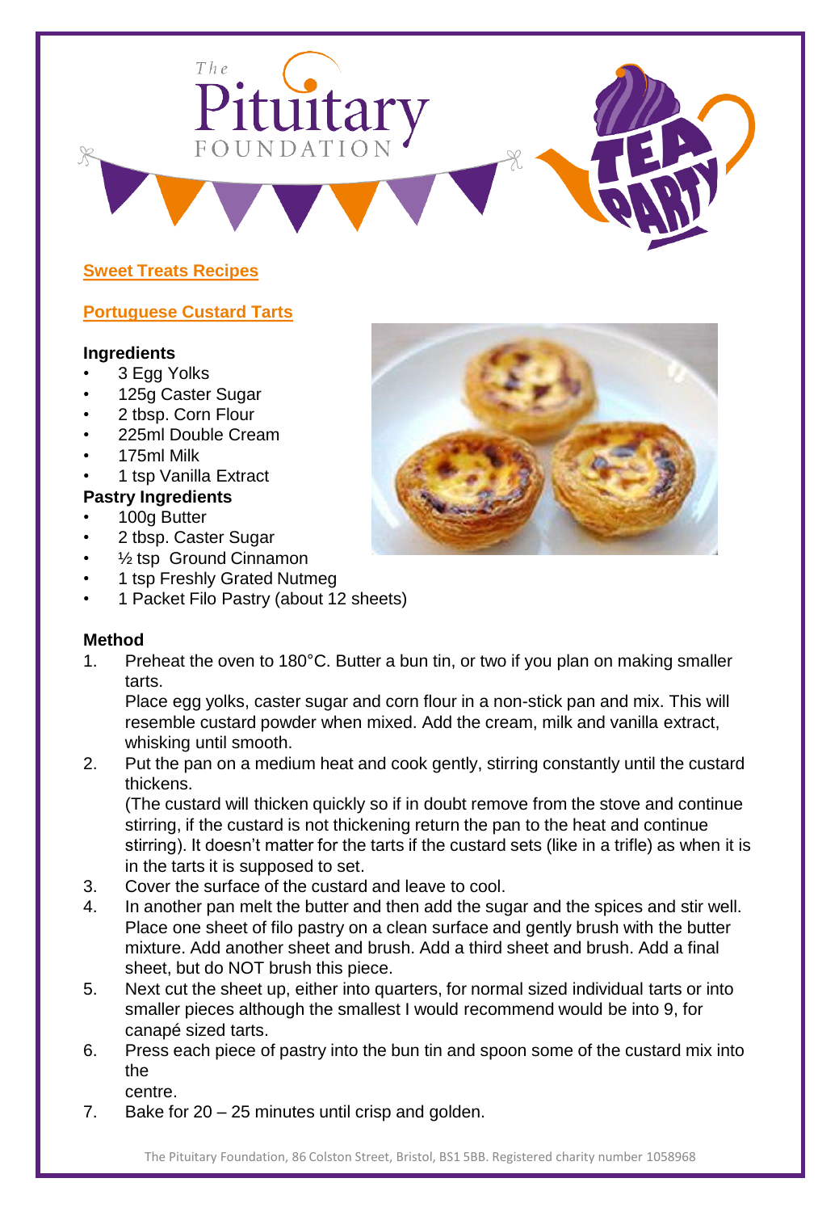## Sweet Treats Recipes

## Portuguese Custard Tarts

**Ingredients**

- 3 Egg Yolks
- 125g Caster Sugar
- 2 tbsp. Corn Flour
- 225ml Double Cream
- 175ml Milk
- 1 tsp Vanilla Extract

**Pastry Ingredients**

- 100g Butter
- 2 tbsp. Caster Sugar
- ½ tsp Ground Cinnamon
- 1 tsp Freshly Grated Nutmeg
- 1 Packet Filo Pastry (about 12 sheets)

**Method**

1. Preheat the oven to 180°C. Butter a bun tin, or two if you plan on making smaller tarts.
   Place egg yolks, caster sugar and corn flour in a non-stick pan and mix. This will resemble custard powder when mixed. Add the cream, milk and vanilla extract, whisking until smooth.
2. Put the pan on a medium heat and cook gently, stirring constantly until the custard thickens.
   (The custard will thicken quickly so if in doubt remove from the stove and continue stirring, if the custard is not thickening return the pan to the heat and continue stirring). It doesn't matter for the tarts if the custard sets (like in a trifle) as when it is in the tarts it is supposed to set.
3. Cover the surface of the custard and leave to cool.
4. In another pan melt the butter and then add the sugar and the spices and stir well. Place one sheet of filo pastry on a clean surface and gently brush with the butter mixture. Add another sheet and brush. Add a third sheet and brush. Add a final sheet, but do NOT brush this piece.
5. Next cut the sheet up, either into quarters, for normal sized individual tarts or into smaller pieces although the smallest I would recommend would be into 9, for canapé sized tarts.
6. Press each piece of pastry into the bun tin and spoon some of the custard mix into the
   centre.
7. Bake for 20 – 25 minutes until crisp and golden.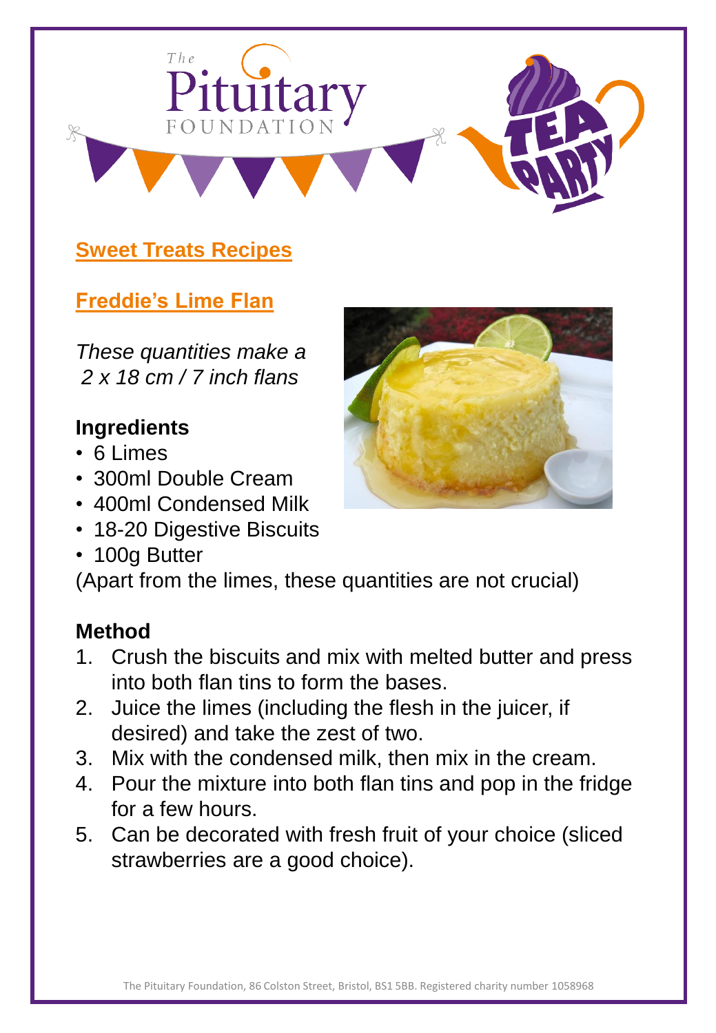## Sweet Treats Recipes

### Freddie's Lime Flan

*These quantities make a 2 x 18 cm / 7 inch flans*

**Ingredients**

- 6 Limes
- 300ml Double Cream
- 400ml Condensed Milk
- 18-20 Digestive Biscuits
- 100g Butter

(Apart from the limes, these quantities are not crucial)

**Method**

1. Crush the biscuits and mix with melted butter and press into both flan tins to form the bases.
2. Juice the limes (including the flesh in the juicer, if desired) and take the zest of two.
3. Mix with the condensed milk, then mix in the cream.
4. Pour the mixture into both flan tins and pop in the fridge for a few hours.
5. Can be decorated with fresh fruit of your choice (sliced strawberries are a good choice).

The Pituitary Foundation, 86 Colston Street, Bristol, BS1 5BB. Registered charity number 1058968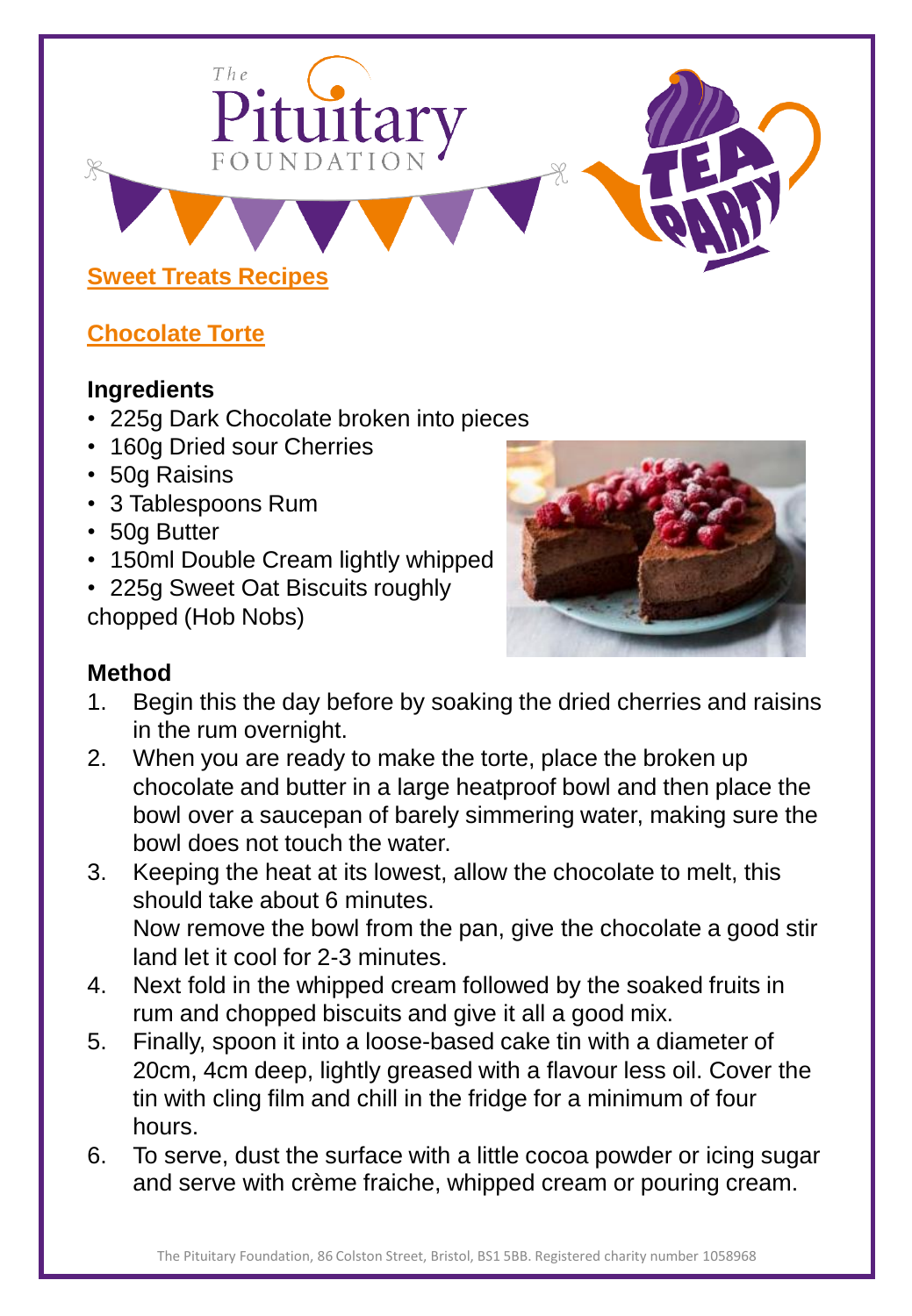## Sweet Treats Recipes

### Chocolate Torte

**Ingredients**

- 225g Dark Chocolate broken into pieces
- 160g Dried sour Cherries
- 50g Raisins
- 3 Tablespoons Rum
- 50g Butter
- 150ml Double Cream lightly whipped
- 225g Sweet Oat Biscuits roughly chopped (Hob Nobs)

**Method**

1. Begin this the day before by soaking the dried cherries and raisins in the rum overnight.
2. When you are ready to make the torte, place the broken up chocolate and butter in a large heatproof bowl and then place the bowl over a saucepan of barely simmering water, making sure the bowl does not touch the water.
3. Keeping the heat at its lowest, allow the chocolate to melt, this should take about 6 minutes.
   Now remove the bowl from the pan, give the chocolate a good stir land let it cool for 2-3 minutes.
4. Next fold in the whipped cream followed by the soaked fruits in rum and chopped biscuits and give it all a good mix.
5. Finally, spoon it into a loose-based cake tin with a diameter of 20cm, 4cm deep, lightly greased with a flavour less oil. Cover the tin with cling film and chill in the fridge for a minimum of four hours.
6. To serve, dust the surface with a little cocoa powder or icing sugar and serve with crème fraiche, whipped cream or pouring cream.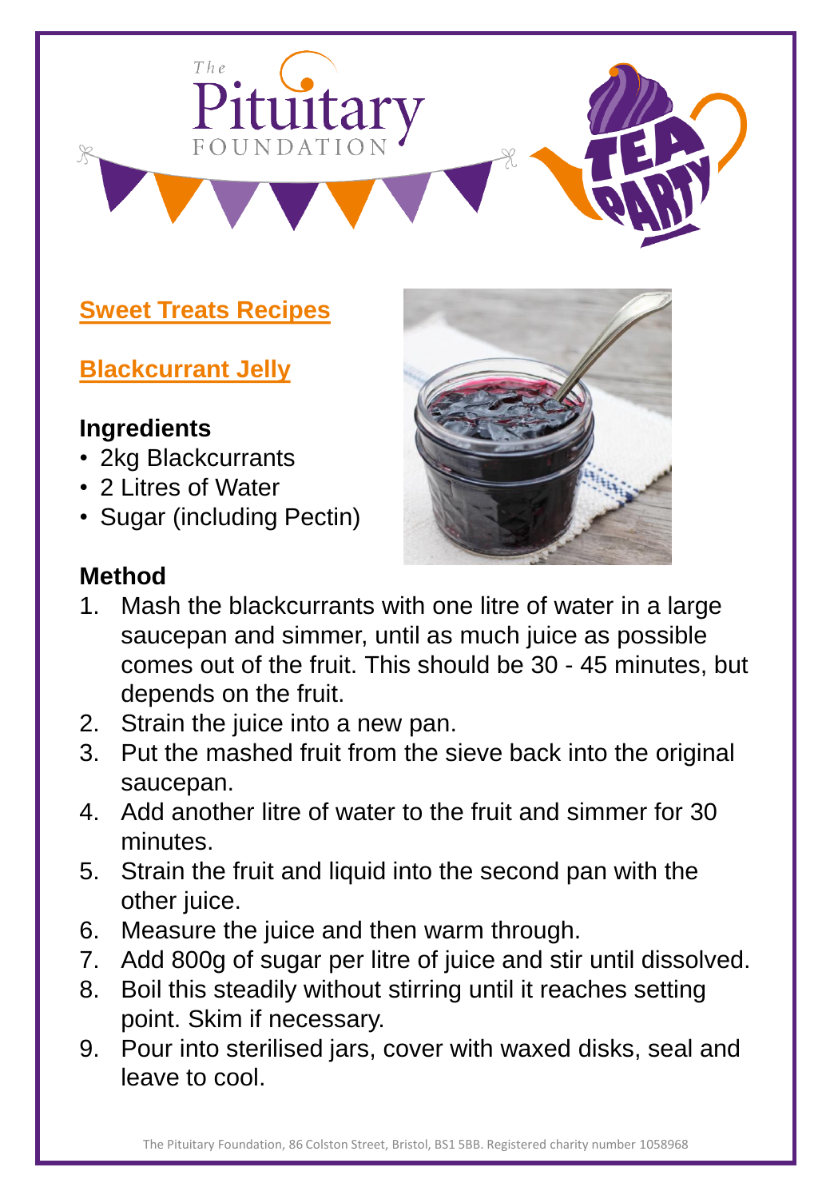## Sweet Treats Recipes

### Blackcurrant Jelly

**Ingredients**

- 2kg Blackcurrants
- 2 Litres of Water
- Sugar (including Pectin)

**Method**

1. Mash the blackcurrants with one litre of water in a large saucepan and simmer, until as much juice as possible comes out of the fruit. This should be 30 - 45 minutes, but depends on the fruit.
2. Strain the juice into a new pan.
3. Put the mashed fruit from the sieve back into the original saucepan.
4. Add another litre of water to the fruit and simmer for 30 minutes.
5. Strain the fruit and liquid into the second pan with the other juice.
6. Measure the juice and then warm through.
7. Add 800g of sugar per litre of juice and stir until dissolved.
8. Boil this steadily without stirring until it reaches setting point. Skim if necessary.
9. Pour into sterilised jars, cover with waxed disks, seal and leave to cool.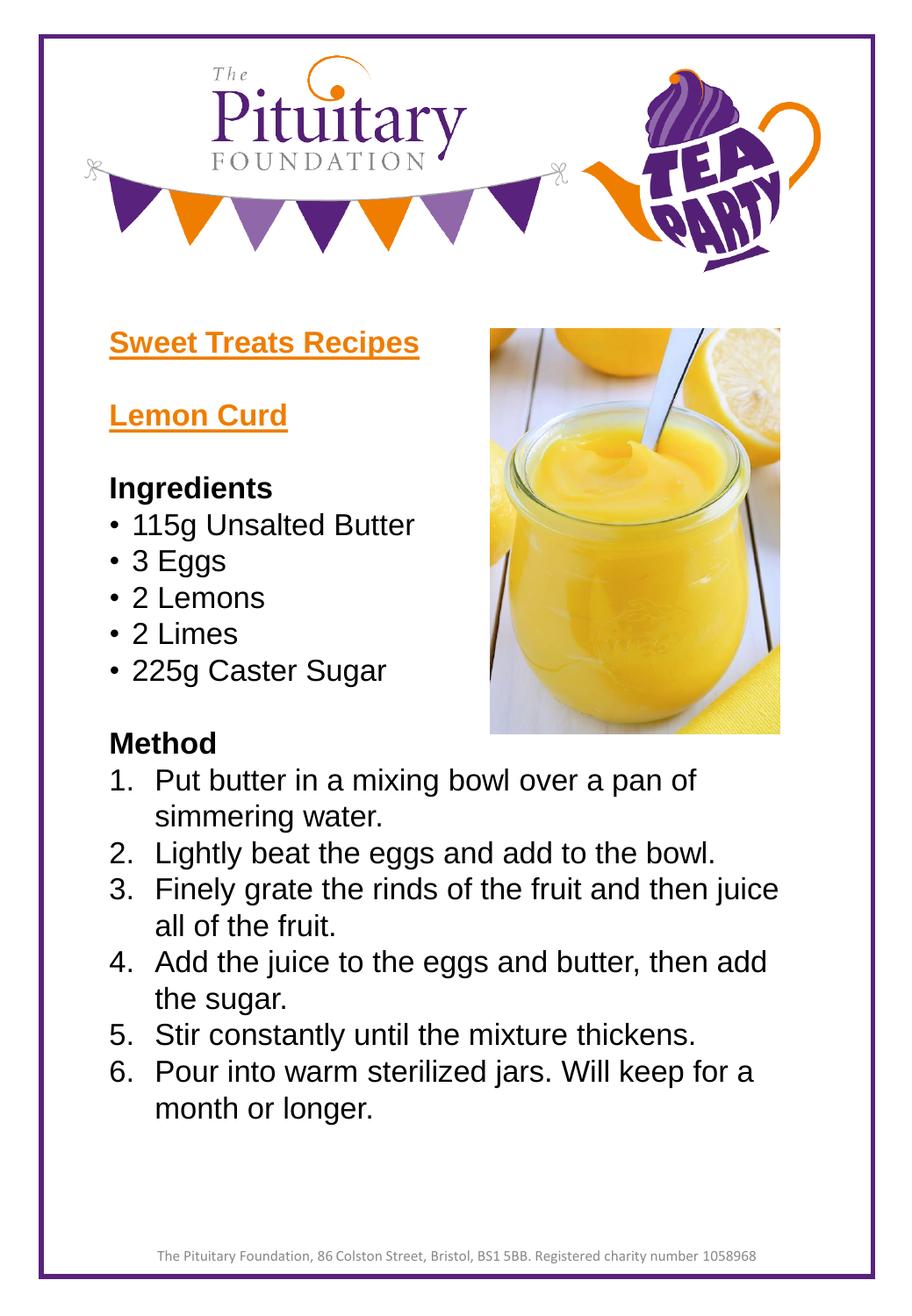## Sweet Treats Recipes

### Lemon Curd

#### Ingredients

- 115g Unsalted Butter
- 3 Eggs
- 2 Lemons
- 2 Limes
- 225g Caster Sugar

#### Method

1. Put butter in a mixing bowl over a pan of simmering water.
2. Lightly beat the eggs and add to the bowl.
3. Finely grate the rinds of the fruit and then juice all of the fruit.
4. Add the juice to the eggs and butter, then add the sugar.
5. Stir constantly until the mixture thickens.
6. Pour into warm sterilized jars. Will keep for a month or longer.